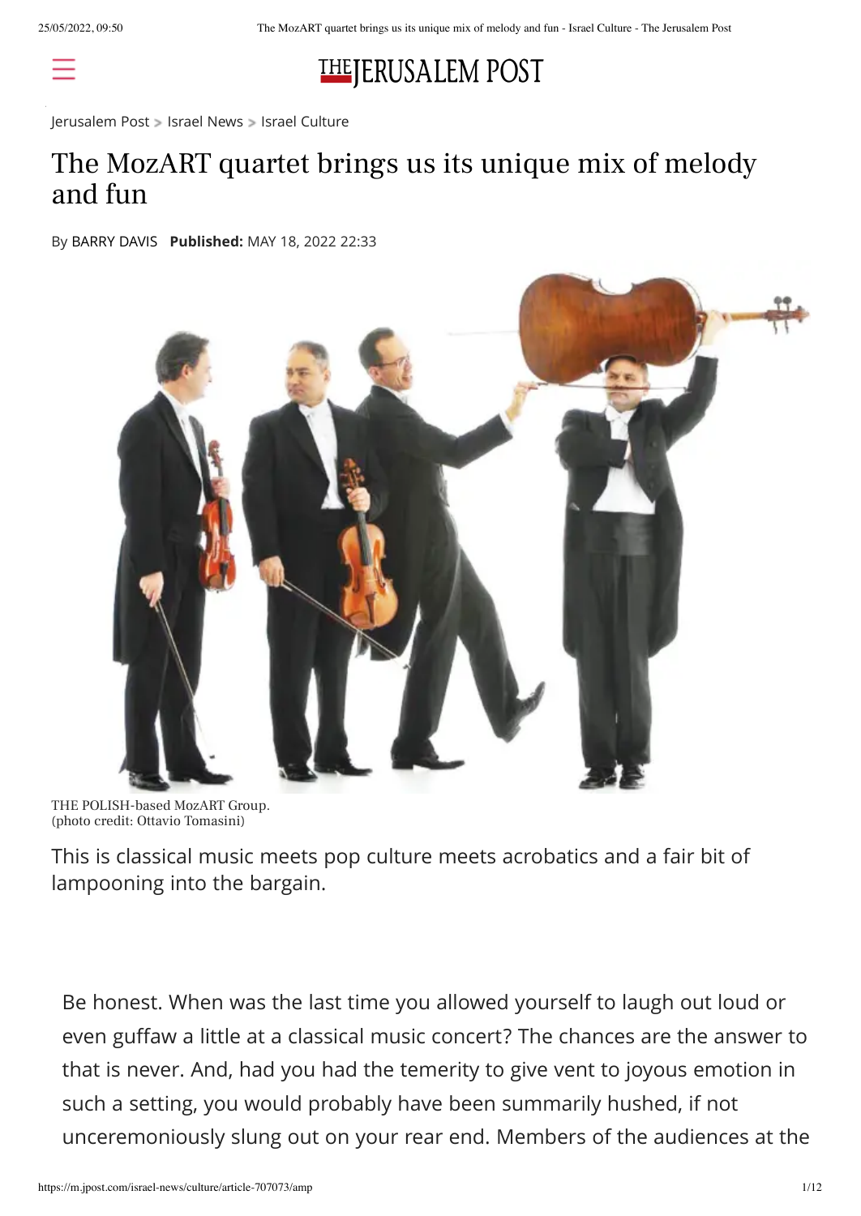Jerusalem Post > Israel News > Israel Culture

# The MozART quartet brings us its unique mix of melody and fun

By BARRY DAVIS **Published:** MAY 18, 2022 22:33

THE POLISH-based MozART Group.
(photo credit: Ottavio Tomasini)

This is classical music meets pop culture meets acrobatics and a fair bit of lampooning into the bargain.

Be honest. When was the last time you allowed yourself to laugh out loud or even guffaw a little at a classical music concert? The chances are the answer to that is never. And, had you had the temerity to give vent to joyous emotion in such a setting, you would probably have been summarily hushed, if not unceremoniously slung out on your rear end. Members of the audiences at the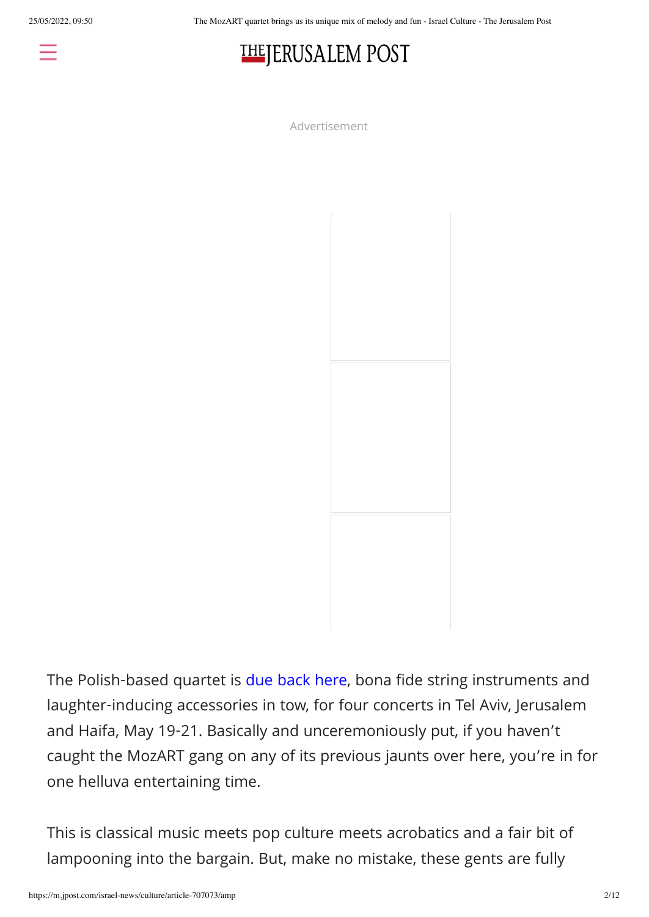The Polish-based quartet is due back here, bona fide string instruments and laughter-inducing accessories in tow, for four concerts in Tel Aviv, Jerusalem and Haifa, May 19-21. Basically and unceremoniously put, if you haven't caught the MozART gang on any of its previous jaunts over here, you're in for one helluva entertaining time.

This is classical music meets pop culture meets acrobatics and a fair bit of lampooning into the bargain. But, make no mistake, these gents are fully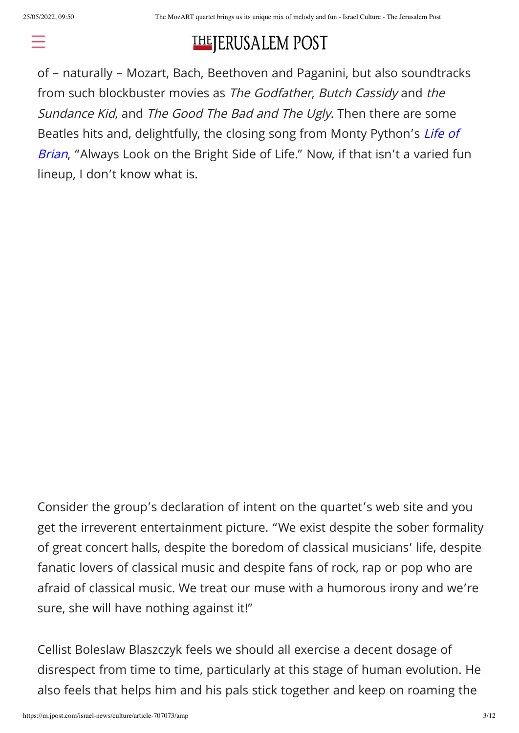of – naturally – Mozart, Bach, Beethoven and Paganini, but also soundtracks from such blockbuster movies as *The Godfather*, *Butch Cassidy* and *the Sundance Kid*, and *The Good The Bad and The Ugly*. Then there are some Beatles hits and, delightfully, the closing song from Monty Python's *Life of Brian*, "Always Look on the Bright Side of Life." Now, if that isn't a varied fun lineup, I don't know what is.

Consider the group's declaration of intent on the quartet's web site and you get the irreverent entertainment picture. "We exist despite the sober formality of great concert halls, despite the boredom of classical musicians' life, despite fanatic lovers of classical music and despite fans of rock, rap or pop who are afraid of classical music. We treat our muse with a humorous irony and we're sure, she will have nothing against it!"

Cellist Boleslaw Blaszczyk feels we should all exercise a decent dosage of disrespect from time to time, particularly at this stage of human evolution. He also feels that helps him and his pals stick together and keep on roaming the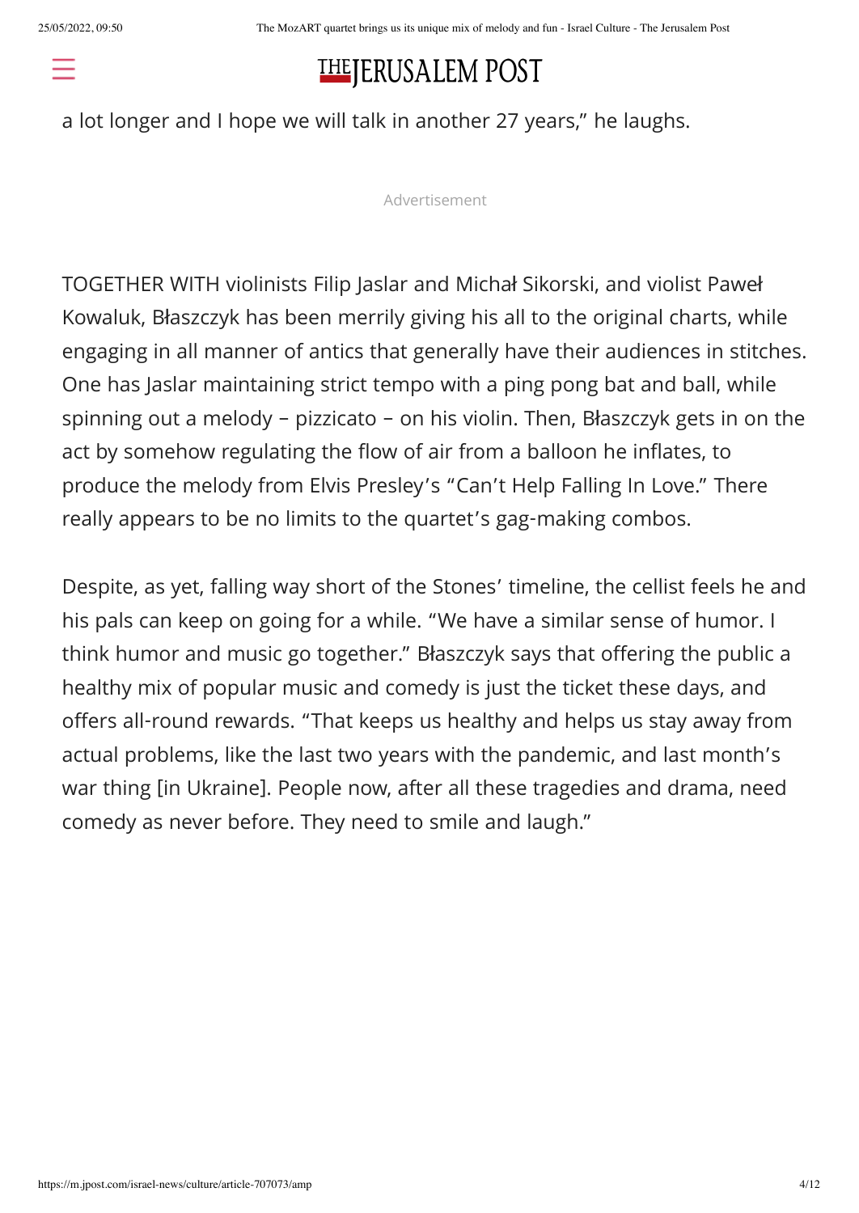a lot longer and I hope we will talk in another 27 years," he laughs.

TOGETHER WITH violinists Filip Jaslar and Michał Sikorski, and violist Paweł Kowaluk, Błaszczyk has been merrily giving his all to the original charts, while engaging in all manner of antics that generally have their audiences in stitches. One has Jaslar maintaining strict tempo with a ping pong bat and ball, while spinning out a melody – pizzicato – on his violin. Then, Błaszczyk gets in on the act by somehow regulating the flow of air from a balloon he inflates, to produce the melody from Elvis Presley's "Can't Help Falling In Love." There really appears to be no limits to the quartet's gag-making combos.

Despite, as yet, falling way short of the Stones' timeline, the cellist feels he and his pals can keep on going for a while. "We have a similar sense of humor. I think humor and music go together." Błaszczyk says that offering the public a healthy mix of popular music and comedy is just the ticket these days, and offers all-round rewards. "That keeps us healthy and helps us stay away from actual problems, like the last two years with the pandemic, and last month's war thing [in Ukraine]. People now, after all these tragedies and drama, need comedy as never before. They need to smile and laugh."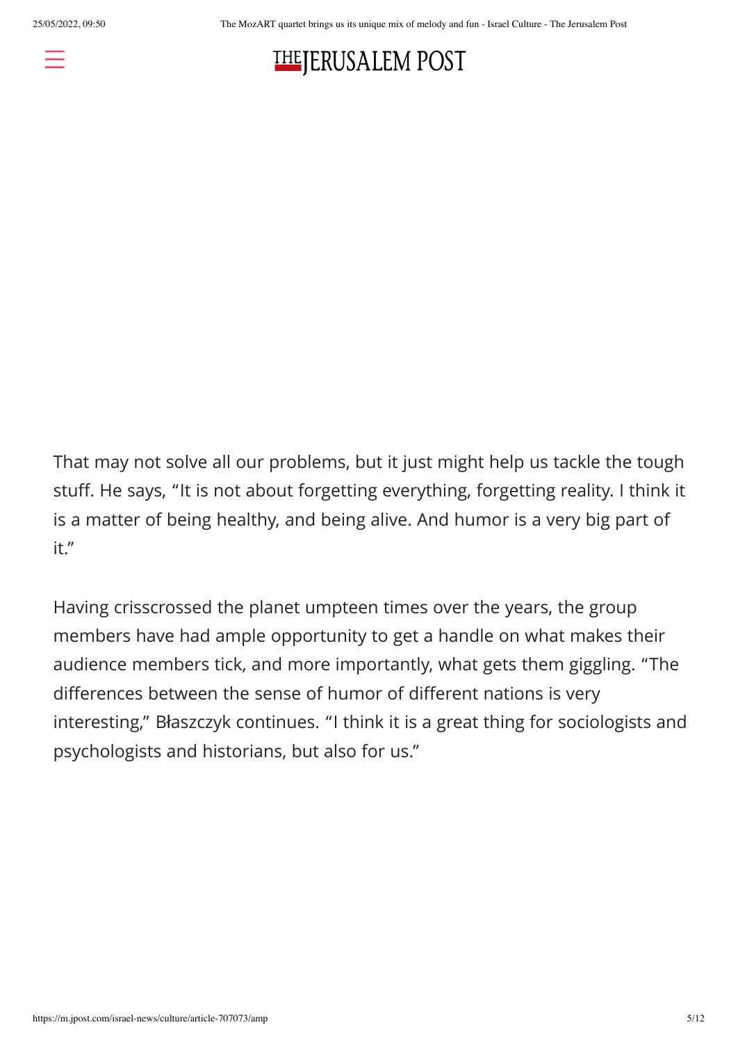That may not solve all our problems, but it just might help us tackle the tough stuff. He says, “It is not about forgetting everything, forgetting reality. I think it is a matter of being healthy, and being alive. And humor is a very big part of it.”

Having crisscrossed the planet umpteen times over the years, the group members have had ample opportunity to get a handle on what makes their audience members tick, and more importantly, what gets them giggling. “The differences between the sense of humor of different nations is very interesting,” Błaszczyk continues. “I think it is a great thing for sociologists and psychologists and historians, but also for us.”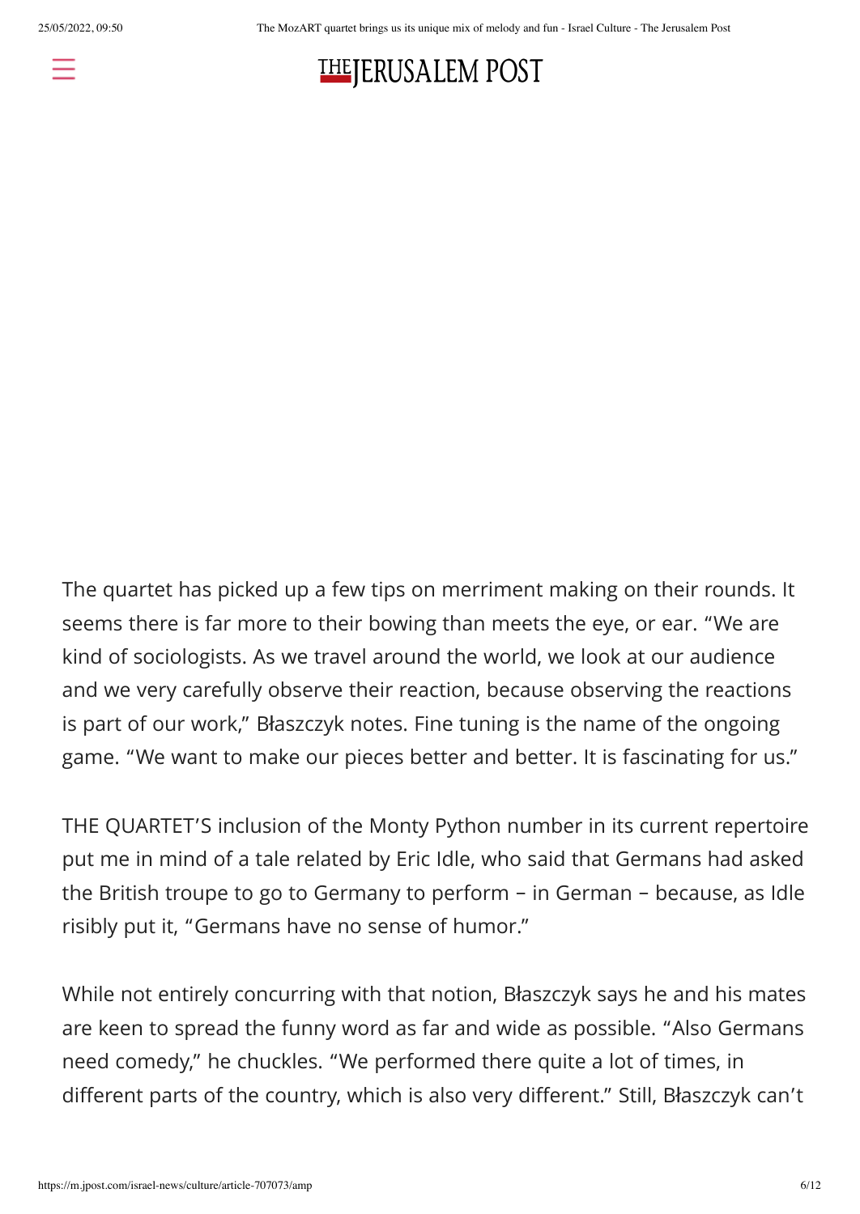The quartet has picked up a few tips on merriment making on their rounds. It seems there is far more to their bowing than meets the eye, or ear. “We are kind of sociologists. As we travel around the world, we look at our audience and we very carefully observe their reaction, because observing the reactions is part of our work,” Błaszczyk notes. Fine tuning is the name of the ongoing game. “We want to make our pieces better and better. It is fascinating for us.”

THE QUARTET’S inclusion of the Monty Python number in its current repertoire put me in mind of a tale related by Eric Idle, who said that Germans had asked the British troupe to go to Germany to perform – in German – because, as Idle risibly put it, “Germans have no sense of humor.”

While not entirely concurring with that notion, Błaszczyk says he and his mates are keen to spread the funny word as far and wide as possible. “Also Germans need comedy,” he chuckles. “We performed there quite a lot of times, in different parts of the country, which is also very different.” Still, Błaszczyk can’t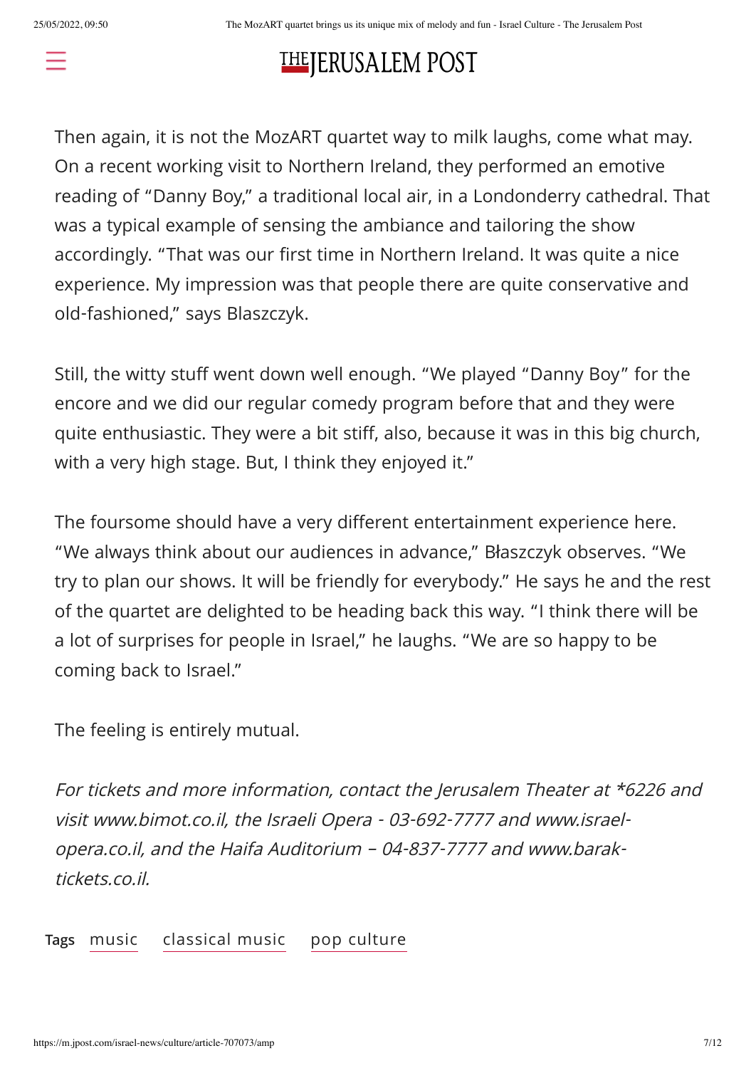Then again, it is not the MozART quartet way to milk laughs, come what may. On a recent working visit to Northern Ireland, they performed an emotive reading of “Danny Boy,” a traditional local air, in a Londonderry cathedral. That was a typical example of sensing the ambiance and tailoring the show accordingly. “That was our first time in Northern Ireland. It was quite a nice experience. My impression was that people there are quite conservative and old-fashioned,” says Blaszczyk.

Still, the witty stuff went down well enough. “We played “Danny Boy” for the encore and we did our regular comedy program before that and they were quite enthusiastic. They were a bit stiff, also, because it was in this big church, with a very high stage. But, I think they enjoyed it.”

The foursome should have a very different entertainment experience here. “We always think about our audiences in advance,” Błaszczyk observes. “We try to plan our shows. It will be friendly for everybody.” He says he and the rest of the quartet are delighted to be heading back this way. “I think there will be a lot of surprises for people in Israel,” he laughs. “We are so happy to be coming back to Israel.”

The feeling is entirely mutual.

*For tickets and more information, contact the Jerusalem Theater at *6226 and visit www.bimot.co.il, the Israeli Opera - 03-692-7777 and www.israel-opera.co.il, and the Haifa Auditorium – 04-837-7777 and www.barak-tickets.co.il.*

**Tags** music classical music pop culture